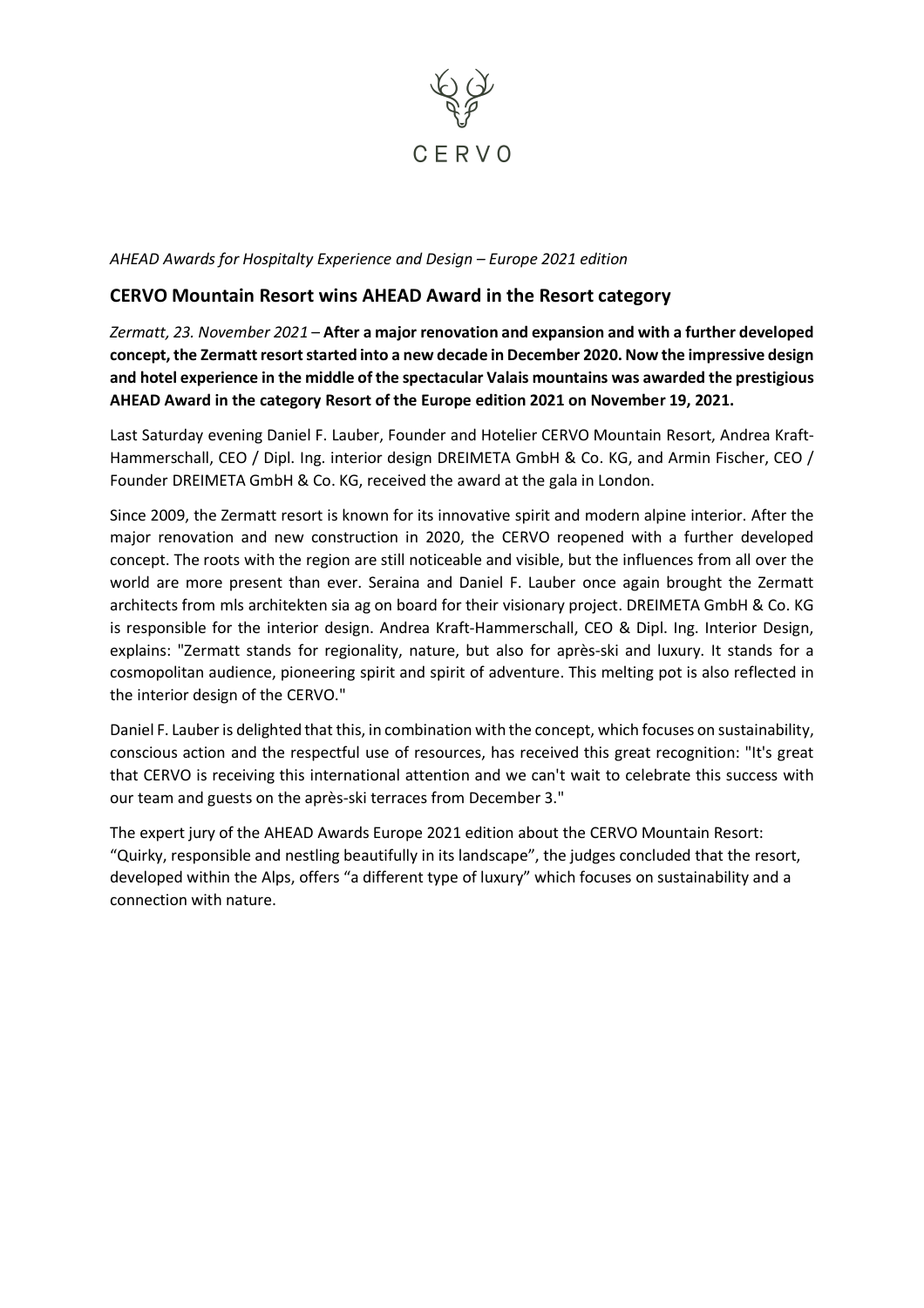CERVO

*AHEAD Awards for Hospitalty Experience and Design – Europe 2021 edition*

## CERVO Mountain Resort wins AHEAD Award in the Resort category

*Zermatt, 23. November 2021* – **After a major renovation and expansion and with a further developed concept, the Zermatt resort started into a new decade in December 2020. Now the impressive design and hotel experience in the middle of the spectacular Valais mountains was awarded the prestigious AHEAD Award in the category Resort of the Europe edition 2021 on November 19, 2021.**

Last Saturday evening Daniel F. Lauber, Founder and Hotelier CERVO Mountain Resort, Andrea Kraft-Hammerschall, CEO / Dipl. Ing. interior design DREIMETA GmbH & Co. KG, and Armin Fischer, CEO / Founder DREIMETA GmbH & Co. KG, received the award at the gala in London.

Since 2009, the Zermatt resort is known for its innovative spirit and modern alpine interior. After the major renovation and new construction in 2020, the CERVO reopened with a further developed concept. The roots with the region are still noticeable and visible, but the influences from all over the world are more present than ever. Seraina and Daniel F. Lauber once again brought the Zermatt architects from mls architekten sia ag on board for their visionary project. DREIMETA GmbH & Co. KG is responsible for the interior design. Andrea Kraft-Hammerschall, CEO & Dipl. Ing. Interior Design, explains: "Zermatt stands for regionality, nature, but also for après-ski and luxury. It stands for a cosmopolitan audience, pioneering spirit and spirit of adventure. This melting pot is also reflected in the interior design of the CERVO."

Daniel F. Lauber is delighted that this, in combination with the concept, which focuses on sustainability, conscious action and the respectful use of resources, has received this great recognition: "It's great that CERVO is receiving this international attention and we can't wait to celebrate this success with our team and guests on the après-ski terraces from December 3."

The expert jury of the AHEAD Awards Europe 2021 edition about the CERVO Mountain Resort: "Quirky, responsible and nestling beautifully in its landscape", the judges concluded that the resort, developed within the Alps, offers "a different type of luxury" which focuses on sustainability and a connection with nature.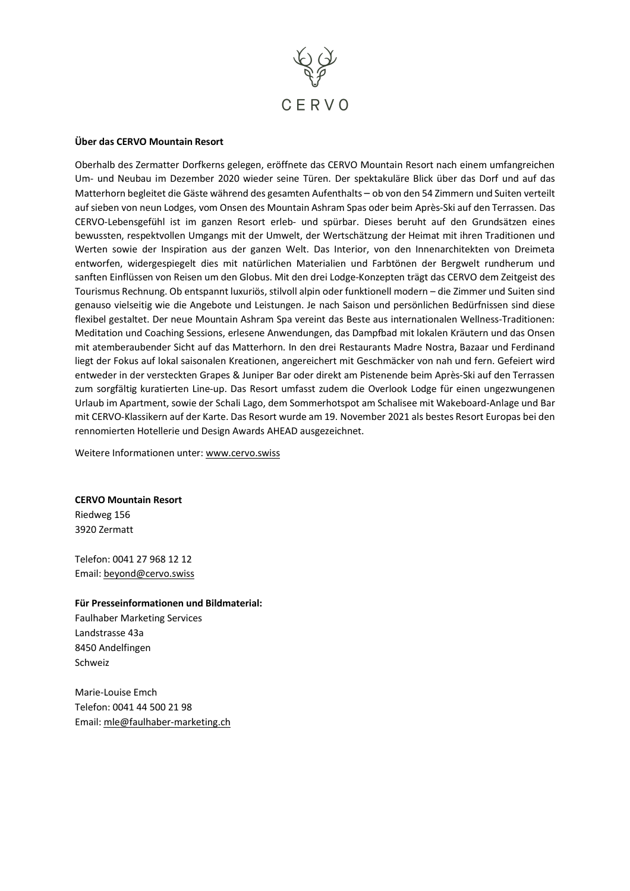CERVO

**Über das CERVO Mountain Resort**

Oberhalb des Zermatter Dorfkerns gelegen, eröffnete das CERVO Mountain Resort nach einem umfangreichen Um- und Neubau im Dezember 2020 wieder seine Türen. Der spektakuläre Blick über das Dorf und auf das Matterhorn begleitet die Gäste während des gesamten Aufenthalts – ob von den 54 Zimmern und Suiten verteilt auf sieben von neun Lodges, vom Onsen des Mountain Ashram Spas oder beim Après-Ski auf den Terrassen. Das CERVO-Lebensgefühl ist im ganzen Resort erleb- und spürbar. Dieses beruht auf den Grundsätzen eines bewussten, respektvollen Umgangs mit der Umwelt, der Wertschätzung der Heimat mit ihren Traditionen und Werten sowie der Inspiration aus der ganzen Welt. Das Interior, von den Innenarchitekten von Dreimeta entworfen, widergespiegelt dies mit natürlichen Materialien und Farbtönen der Bergwelt rundherum und sanften Einflüssen von Reisen um den Globus. Mit den drei Lodge-Konzepten trägt das CERVO dem Zeitgeist des Tourismus Rechnung. Ob entspannt luxuriös, stilvoll alpin oder funktionell modern – die Zimmer und Suiten sind genauso vielseitig wie die Angebote und Leistungen. Je nach Saison und persönlichen Bedürfnissen sind diese flexibel gestaltet. Der neue Mountain Ashram Spa vereint das Beste aus internationalen Wellness-Traditionen: Meditation und Coaching Sessions, erlesene Anwendungen, das Dampfbad mit lokalen Kräutern und das Onsen mit atemberaubender Sicht auf das Matterhorn. In den drei Restaurants Madre Nostra, Bazaar und Ferdinand liegt der Fokus auf lokal saisonalen Kreationen, angereichert mit Geschmäcker von nah und fern. Gefeiert wird entweder in der versteckten Grapes & Juniper Bar oder direkt am Pistenende beim Après-Ski auf den Terrassen zum sorgfältig kuratierten Line-up. Das Resort umfasst zudem die Overlook Lodge für einen ungezwungenen Urlaub im Apartment, sowie der Schali Lago, dem Sommerhotspot am Schalisee mit Wakeboard-Anlage und Bar mit CERVO-Klassikern auf der Karte. Das Resort wurde am 19. November 2021 als bestes Resort Europas bei den rennomierten Hotellerie und Design Awards AHEAD ausgezeichnet.

Weitere Informationen unter: www.cervo.swiss

**CERVO Mountain Resort**
Riedweg 156
3920 Zermatt

Telefon: 0041 27 968 12 12
Email: beyond@cervo.swiss

**Für Presseinformationen und Bildmaterial:**
Faulhaber Marketing Services
Landstrasse 43a
8450 Andelfingen
Schweiz

Marie-Louise Emch
Telefon: 0041 44 500 21 98
Email: mle@faulhaber-marketing.ch